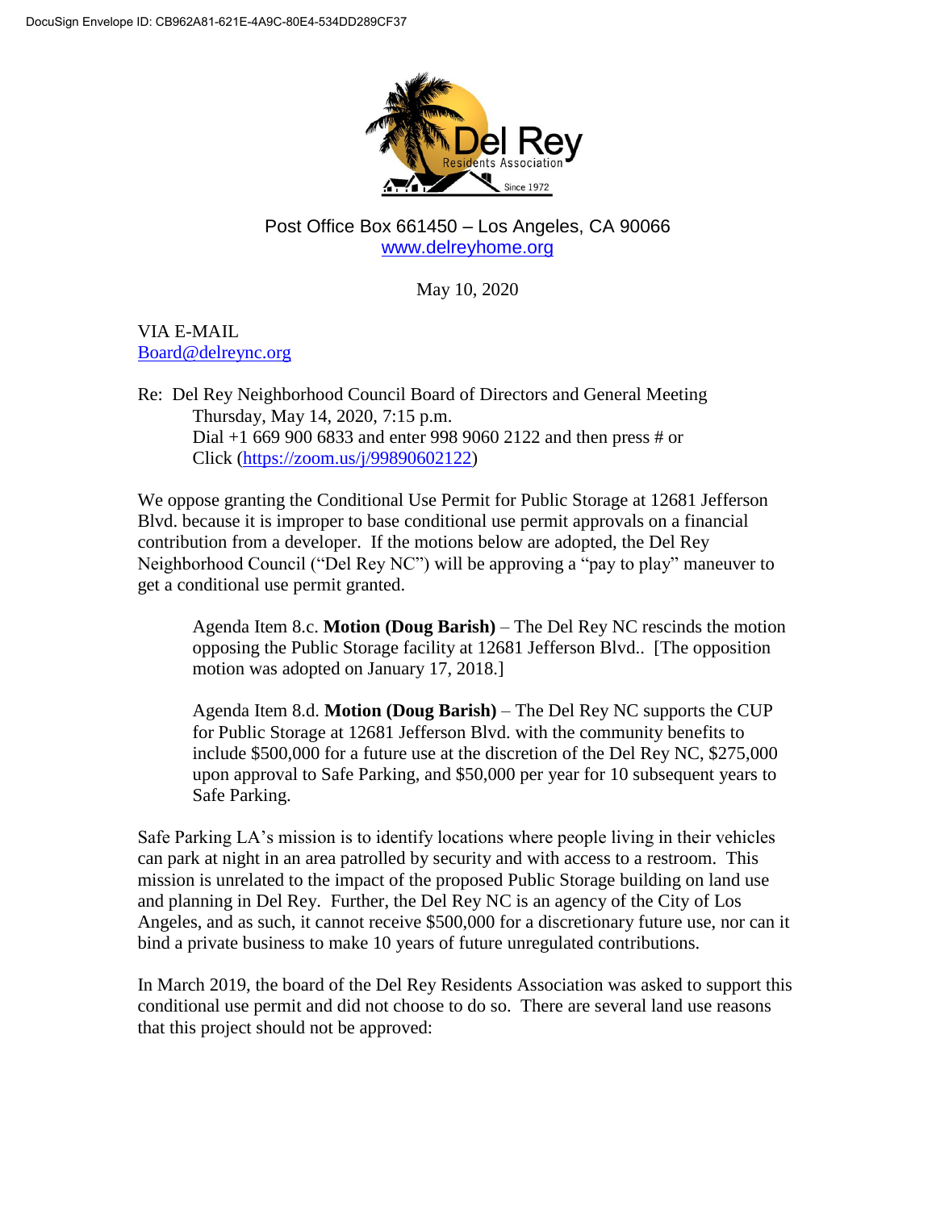DocuSign Envelope ID: CB962A81-621E-4A9C-80E4-534DD289CF37

Del Rey
Residents Association
Since 1972

Post Office Box 661450 – Los Angeles, CA 90066
www.delreyhome.org

May 10, 2020

VIA E-MAIL
Board@delreync.org

Re: Del Rey Neighborhood Council Board of Directors and General Meeting
Thursday, May 14, 2020, 7:15 p.m.
Dial +1 669 900 6833 and enter 998 9060 2122 and then press # or
Click (https://zoom.us/j/99890602122)

We oppose granting the Conditional Use Permit for Public Storage at 12681 Jefferson Blvd. because it is improper to base conditional use permit approvals on a financial contribution from a developer. If the motions below are adopted, the Del Rey Neighborhood Council ("Del Rey NC") will be approving a "pay to play" maneuver to get a conditional use permit granted.

> Agenda Item 8.c. **Motion (Doug Barish)** – The Del Rey NC rescinds the motion opposing the Public Storage facility at 12681 Jefferson Blvd.. [The opposition motion was adopted on January 17, 2018.]
>
> Agenda Item 8.d. **Motion (Doug Barish)** – The Del Rey NC supports the CUP for Public Storage at 12681 Jefferson Blvd. with the community benefits to include $500,000 for a future use at the discretion of the Del Rey NC, $275,000 upon approval to Safe Parking, and $50,000 per year for 10 subsequent years to Safe Parking.

Safe Parking LA's mission is to identify locations where people living in their vehicles can park at night in an area patrolled by security and with access to a restroom. This mission is unrelated to the impact of the proposed Public Storage building on land use and planning in Del Rey. Further, the Del Rey NC is an agency of the City of Los Angeles, and as such, it cannot receive $500,000 for a discretionary future use, nor can it bind a private business to make 10 years of future unregulated contributions.

In March 2019, the board of the Del Rey Residents Association was asked to support this conditional use permit and did not choose to do so. There are several land use reasons that this project should not be approved: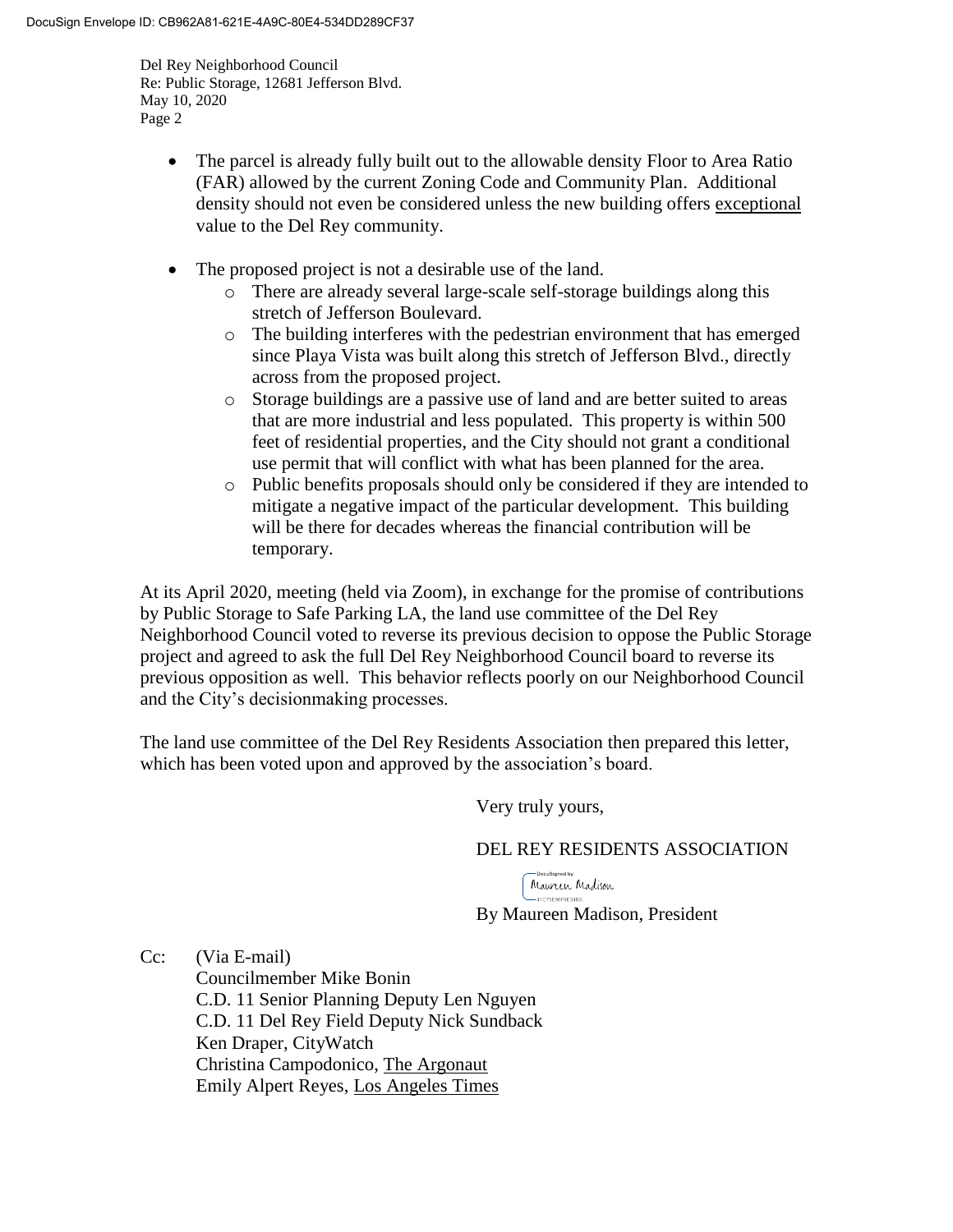- The parcel is already fully built out to the allowable density Floor to Area Ratio (FAR) allowed by the current Zoning Code and Community Plan. Additional density should not even be considered unless the new building offers exceptional value to the Del Rey community.

- The proposed project is not a desirable use of the land.
  - There are already several large-scale self-storage buildings along this stretch of Jefferson Boulevard.
  - The building interferes with the pedestrian environment that has emerged since Playa Vista was built along this stretch of Jefferson Blvd., directly across from the proposed project.
  - Storage buildings are a passive use of land and are better suited to areas that are more industrial and less populated. This property is within 500 feet of residential properties, and the City should not grant a conditional use permit that will conflict with what has been planned for the area.
  - Public benefits proposals should only be considered if they are intended to mitigate a negative impact of the particular development. This building will be there for decades whereas the financial contribution will be temporary.

At its April 2020, meeting (held via Zoom), in exchange for the promise of contributions by Public Storage to Safe Parking LA, the land use committee of the Del Rey Neighborhood Council voted to reverse its previous decision to oppose the Public Storage project and agreed to ask the full Del Rey Neighborhood Council board to reverse its previous opposition as well. This behavior reflects poorly on our Neighborhood Council and the City's decisionmaking processes.

The land use committee of the Del Rey Residents Association then prepared this letter, which has been voted upon and approved by the association's board.

Very truly yours,

DEL REY RESIDENTS ASSOCIATION

Maureen Madison

By Maureen Madison, President

Cc: (Via E-mail)
Councilmember Mike Bonin
C.D. 11 Senior Planning Deputy Len Nguyen
C.D. 11 Del Rey Field Deputy Nick Sundback
Ken Draper, CityWatch
Christina Campodonico, The Argonaut
Emily Alpert Reyes, Los Angeles Times